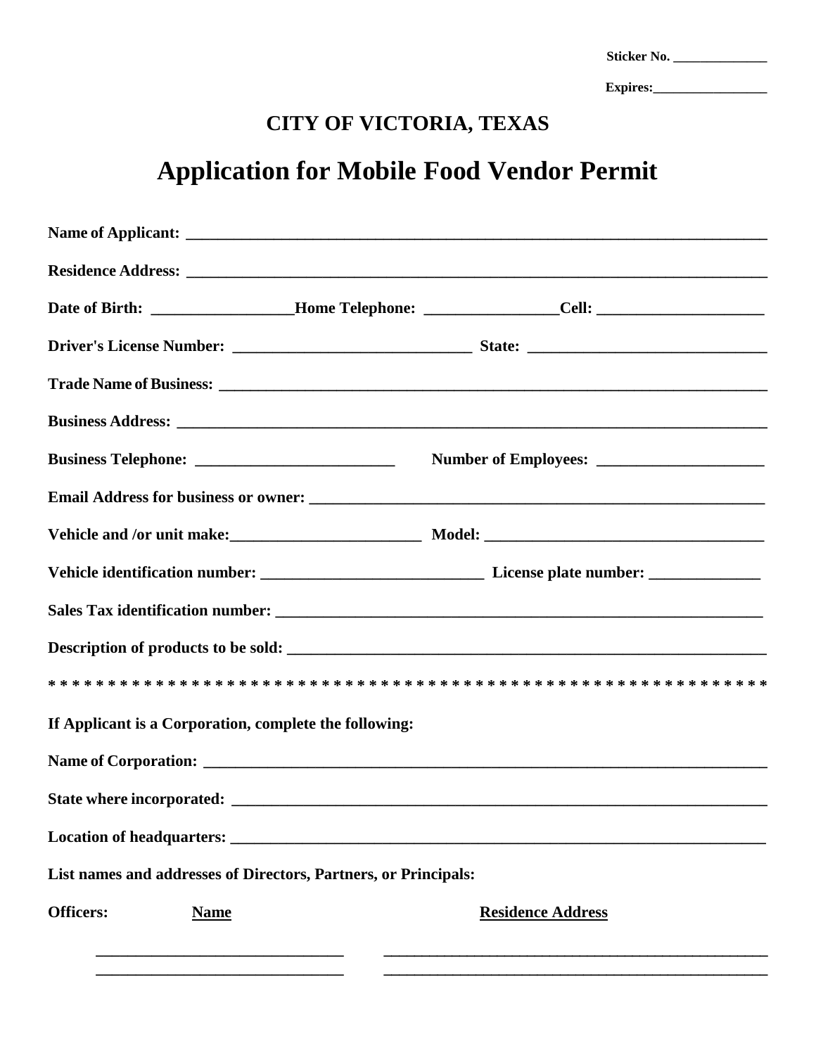Sticker No. ______________

Expires:_________________

## CITY OF VICTORIA, TEXAS

# Application for Mobile Food Vendor Permit

**Name of Applicant:** ___________________________________________________________________________

**Residence Address:** ___________________________________________________________________________

**Date of Birth:** _________________**Home Telephone:** ________________**Cell:** _____________________

**Driver's License Number:** ______________________________ **State:** ______________________________

**Trade Name of Business:** ______________________________________________________________________

**Business Address:** ____________________________________________________________________________

**Business Telephone:** _________________________ **Number of Employees:** _____________________

**Email Address for business or owner:** ____________________________________________________________

**Vehicle and /or unit make:**________________________ **Model:** ___________________________________

**Vehicle identification number:** ____________________________ **License plate number:** ______________

**Sales Tax identification number:** ________________________________________________________________

**Description of products to be sold:** ______________________________________________________________

\* \* \* \* \* \* \* \* \* \* \* \* \* \* \* \* \* \* \* \* \* \* \* \* \* \* \* \* \* \* \* \* \* \* \* \* \* \* \* \* \* \* \* \* \* \* \* \* \* \* \* \* \* \* \* \* \* \* \* \* \* \*

**If Applicant is a Corporation, complete the following:**

**Name of Corporation:** _________________________________________________________________________

**State where incorporated:** _____________________________________________________________________

**Location of headquarters:** _____________________________________________________________________

**List names and addresses of Directors, Partners, or Principals:**

| **Officers:** | **Name** | **Residence Address** |
|---|---|---|
| | _______________________________ | __________________________________________________ |
| | _______________________________ | __________________________________________________ |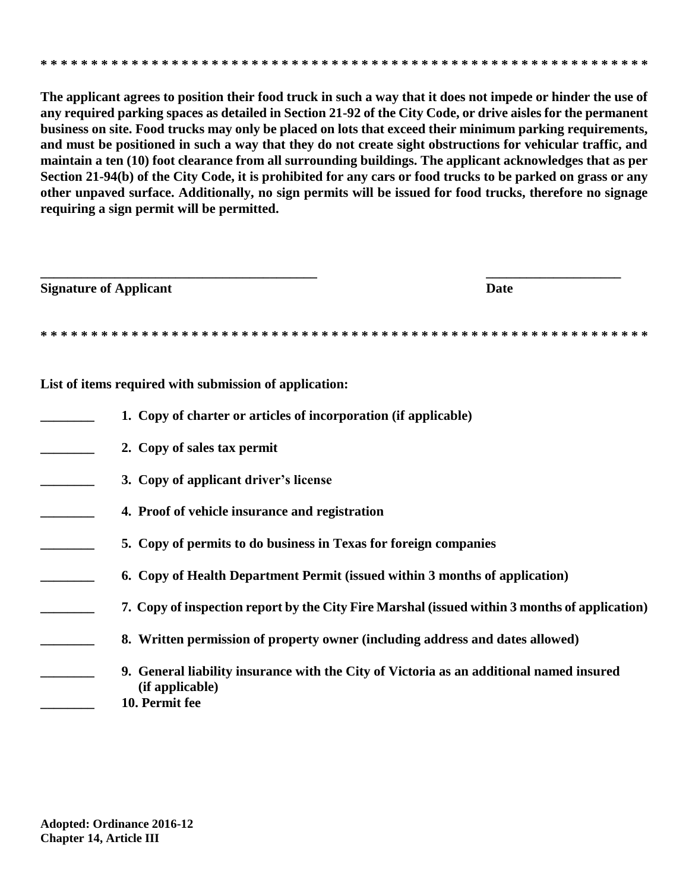* * * * * * * * * * * * * * * * * * * * * * * * * * * * * * * * * * * * * * * * * * * * * * * * * * * * * * * * * * * * * * * *

**The applicant agrees to position their food truck in such a way that it does not impede or hinder the use of any required parking spaces as detailed in Section 21-92 of the City Code, or drive aisles for the permanent business on site. Food trucks may only be placed on lots that exceed their minimum parking requirements, and must be positioned in such a way that they do not create sight obstructions for vehicular traffic, and maintain a ten (10) foot clearance from all surrounding buildings. The applicant acknowledges that as per Section 21-94(b) of the City Code, it is prohibited for any cars or food trucks to be parked on grass or any other unpaved surface. Additionally, no sign permits will be issued for food trucks, therefore no signage requiring a sign permit will be permitted.**

\_\_\_\_\_\_\_\_\_\_\_\_\_\_\_\_\_\_\_\_\_\_\_\_\_\_\_\_\_\_\_\_\_\_\_\_\_\_\_\_\_\_ &nbsp;&nbsp;&nbsp;&nbsp;&nbsp;&nbsp;&nbsp;&nbsp; \_\_\_\_\_\_\_\_\_\_\_\_\_\_\_\_\_\_\_\_

**Signature of Applicant** &nbsp;&nbsp;&nbsp;&nbsp;&nbsp;&nbsp;&nbsp;&nbsp; **Date**

* * * * * * * * * * * * * * * * * * * * * * * * * * * * * * * * * * * * * * * * * * * * * * * * * * * * * * * * * * * * * * * *

**List of items required with submission of application:**

________ **1. Copy of charter or articles of incorporation (if applicable)**

________ **2. Copy of sales tax permit**

________ **3. Copy of applicant driver's license**

________ **4. Proof of vehicle insurance and registration**

________ **5. Copy of permits to do business in Texas for foreign companies**

________ **6. Copy of Health Department Permit (issued within 3 months of application)**

________ **7. Copy of inspection report by the City Fire Marshal (issued within 3 months of application)**

________ **8. Written permission of property owner (including address and dates allowed)**

________ **9. General liability insurance with the City of Victoria as an additional named insured (if applicable)**

________ **10. Permit fee**

**Adopted: Ordinance 2016-12**
**Chapter 14, Article III**